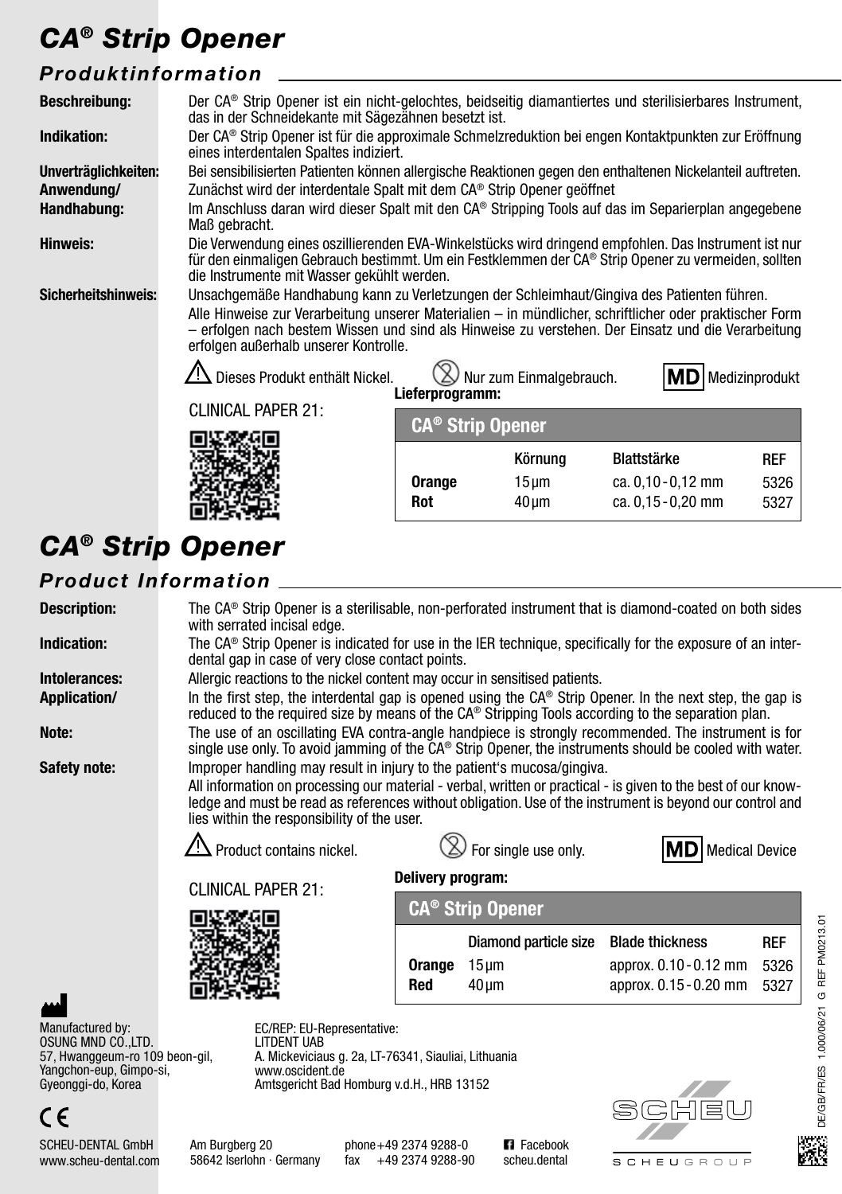# CA® Strip Opener

## Produktinformation

**Beschreibung:** Der CA® Strip Opener ist ein nicht-gelochtes, beidseitig diamantiertes und sterilisierbares Instrument, das in der Schneidekante mit Sägezähnen besetzt ist.

**Indikation:** Der CA® Strip Opener ist für die approximale Schmelzreduktion bei engen Kontaktpunkten zur Eröffnung eines interdentalen Spaltes indiziert.

**Unverträglichkeiten:** Bei sensibilisierten Patienten können allergische Reaktionen gegen den enthaltenen Nickelanteil auftreten.

**Anwendung/ Handhabung:** Zunächst wird der interdentale Spalt mit dem CA® Strip Opener geöffnet. Im Anschluss daran wird dieser Spalt mit den CA® Stripping Tools auf das im Separierplan angegebene Maß gebracht.

**Hinweis:** Die Verwendung eines oszillierenden EVA-Winkelstücks wird dringend empfohlen. Das Instrument ist nur für den einmaligen Gebrauch bestimmt. Um ein Festklemmen der CA® Strip Opener zu vermeiden, sollten die Instrumente mit Wasser gekühlt werden.

**Sicherheitshinweis:** Unsachgemäße Handhabung kann zu Verletzungen der Schleimhaut/Gingiva des Patienten führen.

Alle Hinweise zur Verarbeitung unserer Materialien – in mündlicher, schriftlicher oder praktischer Form – erfolgen nach bestem Wissen und sind als Hinweise zu verstehen. Der Einsatz und die Verarbeitung erfolgen außerhalb unserer Kontrolle.

⚠ Dieses Produkt enthält Nickel. Nur zum Einmalgebrauch. MD Medizinprodukt

CLINICAL PAPER 21:

**Lieferprogramm:**

| CA® Strip Opener | Körnung | Blattstärke | REF |
|---|---|---|---|
| **Orange** | 15 µm | ca. 0,10 - 0,12 mm | 5326 |
| **Rot** | 40 µm | ca. 0,15 - 0,20 mm | 5327 |

# CA® Strip Opener

## Product Information

**Description:** The CA® Strip Opener is a sterilisable, non-perforated instrument that is diamond-coated on both sides with serrated incisal edge.

**Indication:** The CA® Strip Opener is indicated for use in the IER technique, specifically for the exposure of an interdental gap in case of very close contact points.

**Intolerances:** Allergic reactions to the nickel content may occur in sensitised patients.

**Application/** In the first step, the interdental gap is opened using the CA® Strip Opener. In the next step, the gap is reduced to the required size by means of the CA® Stripping Tools according to the separation plan.

**Note:** The use of an oscillating EVA contra-angle handpiece is strongly recommended. The instrument is for single use only. To avoid jamming of the CA® Strip Opener, the instruments should be cooled with water.

**Safety note:** Improper handling may result in injury to the patient's mucosa/gingiva.

All information on processing our material - verbal, written or practical - is given to the best of our knowledge and must be read as references without obligation. Use of the instrument is beyond our control and lies within the responsibility of the user.

⚠ Product contains nickel. For single use only. MD Medical Device

CLINICAL PAPER 21:

**Delivery program:**

| CA® Strip Opener | Diamond particle size | Blade thickness | REF |
|---|---|---|---|
| **Orange** | 15 µm | approx. 0.10 - 0.12 mm | 5326 |
| **Red** | 40 µm | approx. 0.15 - 0.20 mm | 5327 |

Manufactured by:
OSUNG MND CO.,LTD.
57, Hwanggeum-ro 109 beon-gil,
Yangchon-eup, Gimpo-si,
Gyeonggi-do, Korea

EC/REP: EU-Representative:
LITDENT UAB
A. Mickeviciaus g. 2a, LT-76341, Siauliai, Lithuania
www.oscident.de
Amtsgericht Bad Homburg v.d.H., HRB 13152

CE

SCHEU-DENTAL GmbH
www.scheu-dental.com

Am Burgberg 20
58642 Iserlohn · Germany

phone +49 2374 9288-0
fax +49 2374 9288-90

Facebook
scheu.dental

SCHEU
SCHEUGROUP

DE/GB/FR/ES 1.000/06/21 G REF PM0213.01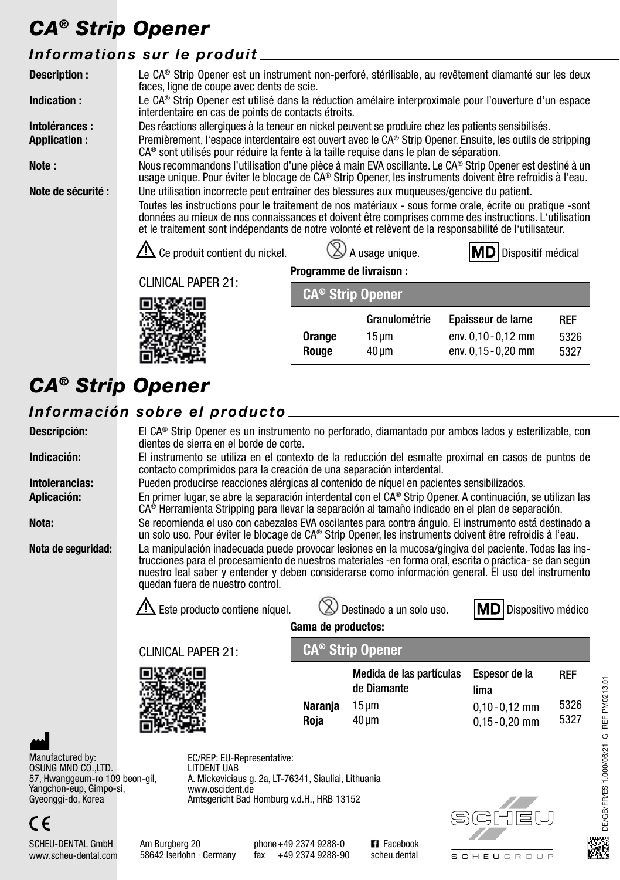# CA® Strip Opener

## Informations sur le produit

**Description :** Le CA® Strip Opener est un instrument non-perforé, stérilisable, au revêtement diamanté sur les deux faces, ligne de coupe avec dents de scie.

**Indication :** Le CA® Strip Opener est utilisé dans la réduction amélaire interproximale pour l'ouverture d'un espace interdentaire en cas de points de contacts étroits.

**Intolérances :** Des réactions allergiques à la teneur en nickel peuvent se produire chez les patients sensibilisés.

**Application :** Premièrement, l'espace interdentaire est ouvert avec le CA® Strip Opener. Ensuite, les outils de stripping CA® sont utilisés pour réduire la fente à la taille requise dans le plan de séparation.

**Note :** Nous recommandons l'utilisation d'une pièce à main EVA oscillante. Le CA® Strip Opener est destiné à un usage unique. Pour éviter le blocage de CA® Strip Opener, les instruments doivent être refroidis à l'eau.

**Note de sécurité :** Une utilisation incorrecte peut entraîner des blessures aux muqueuses/gencive du patient.

Toutes les instructions pour le traitement de nos matériaux - sous forme orale, écrite ou pratique -sont données au mieux de nos connaissances et doivent être comprises comme des instructions. L'utilisation et le traitement sont indépendants de notre volonté et relèvent de la responsabilité de l'utilisateur.

Ce produit contient du nickel. A usage unique. MD Dispositif médical

CLINICAL PAPER 21:

**Programme de livraison :**

| CA® Strip Opener | Granulométrie | Epaisseur de lame | REF |
|---|---|---|---|
| **Orange** | 15 µm | env. 0,10 - 0,12 mm | 5326 |
| **Rouge** | 40 µm | env. 0,15 - 0,20 mm | 5327 |

# CA® Strip Opener

## Información sobre el producto

**Descripción:** El CA® Strip Opener es un instrumento no perforado, diamantado por ambos lados y esterilizable, con dientes de sierra en el borde de corte.

**Indicación:** El instrumento se utiliza en el contexto de la reducción del esmalte proximal en casos de puntos de contacto comprimidos para la creación de una separación interdental.

**Intolerancias:** Pueden producirse reacciones alérgicas al contenido de níquel en pacientes sensibilizados.

**Aplicación:** En primer lugar, se abre la separación interdental con el CA® Strip Opener. A continuación, se utilizan las CA® Herramienta Stripping para llevar la separación al tamaño indicado en el plan de separación.

**Nota:** Se recomienda el uso con cabezales EVA oscilantes para contra ángulo. El instrumento está destinado a un solo uso. Pour éviter le blocage de CA® Strip Opener, les instruments doivent être refroidis à l'eau.

**Nota de seguridad:** La manipulación inadecuada puede provocar lesiones en la mucosa/gingiva del paciente. Todas las instrucciones para el procesamiento de nuestros materiales -en forma oral, escrita o práctica- se dan según nuestro leal saber y entender y deben considerarse como información general. El uso del instrumento quedan fuera de nuestro control.

Este producto contiene níquel. Destinado a un solo uso. MD Dispositivo médico

**Gama de productos:**

CLINICAL PAPER 21:

| CA® Strip Opener | Medida de las partículas de Diamante | Espesor de la lima | REF |
|---|---|---|---|
| **Naranja** | 15 µm | 0,10 - 0,12 mm | 5326 |
| **Roja** | 40 µm | 0,15 - 0,20 mm | 5327 |

Manufactured by:
OSUNG MND CO.,LTD.
57, Hwanggeum-ro 109 beon-gil,
Yangchon-eup, Gimpo-si,
Gyeonggi-do, Korea

EC/REP: EU-Representative:
LITDENT UAB
A. Mickeviciaus g. 2a, LT-76341, Siauliai, Lithuania
www.oscident.de
Amtsgericht Bad Homburg v.d.H., HRB 13152

CE

SCHEU-DENTAL GmbH
www.scheu-dental.com

Am Burgberg 20
58642 Iserlohn · Germany

phone +49 2374 9288-0
fax +49 2374 9288-90

Facebook
scheu.dental

SCHEU
SCHEUGROUP

DE/GB/FR/ES 1.000/06/21 G REF PM0213.01